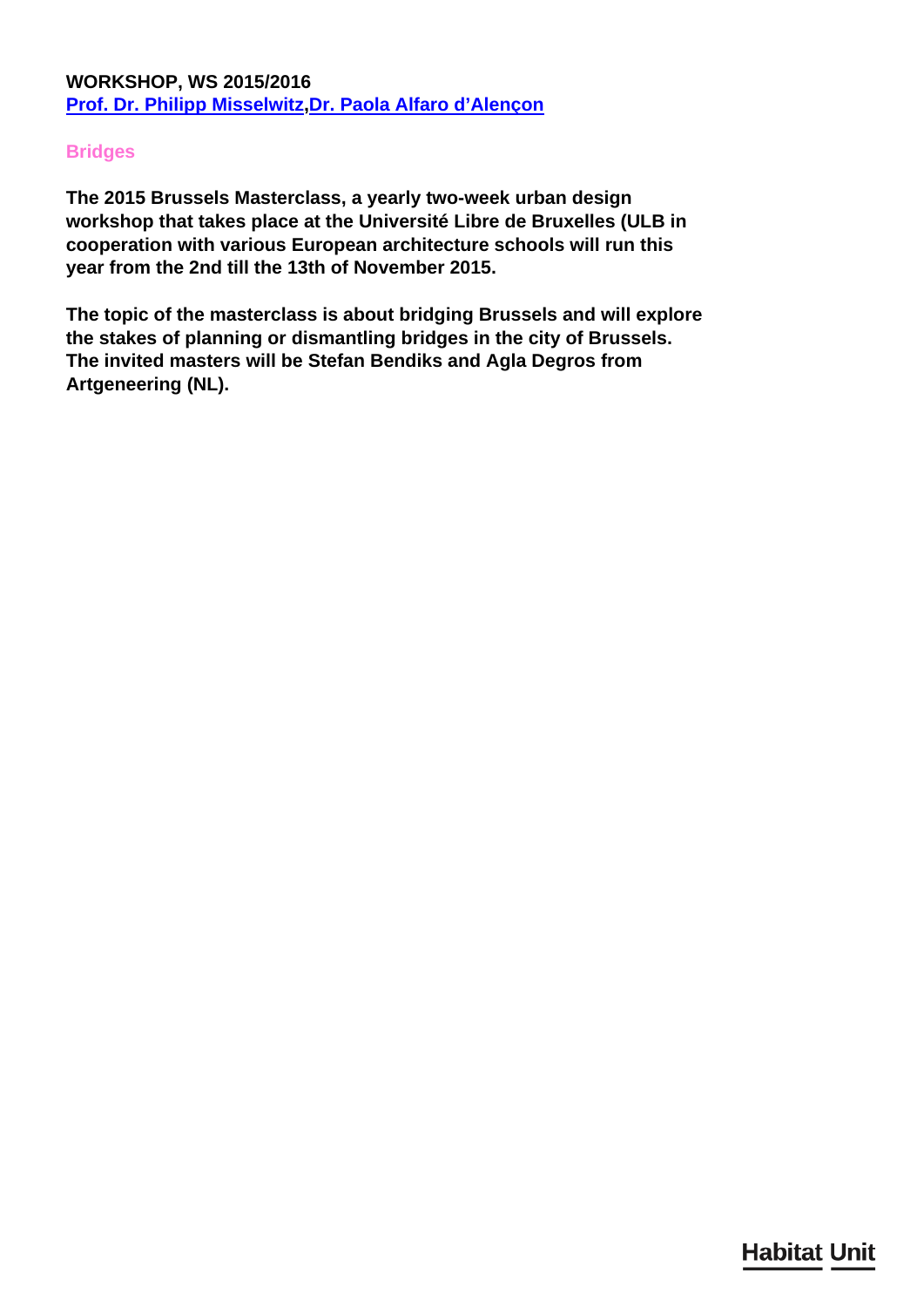**WORKSHOP, WS 2015/2016**
**Prof. Dr. Philipp Misselwitz,Dr. Paola Alfaro d'Alençon**

## Bridges

**The 2015 Brussels Masterclass, a yearly two-week urban design workshop that takes place at the Université Libre de Bruxelles (ULB in cooperation with various European architecture schools will run this year from the 2nd till the 13th of November 2015.**

**The topic of the masterclass is about bridging Brussels and will explore the stakes of planning or dismantling bridges in the city of Brussels. The invited masters will be Stefan Bendiks and Agla Degros from Artgeneering (NL).**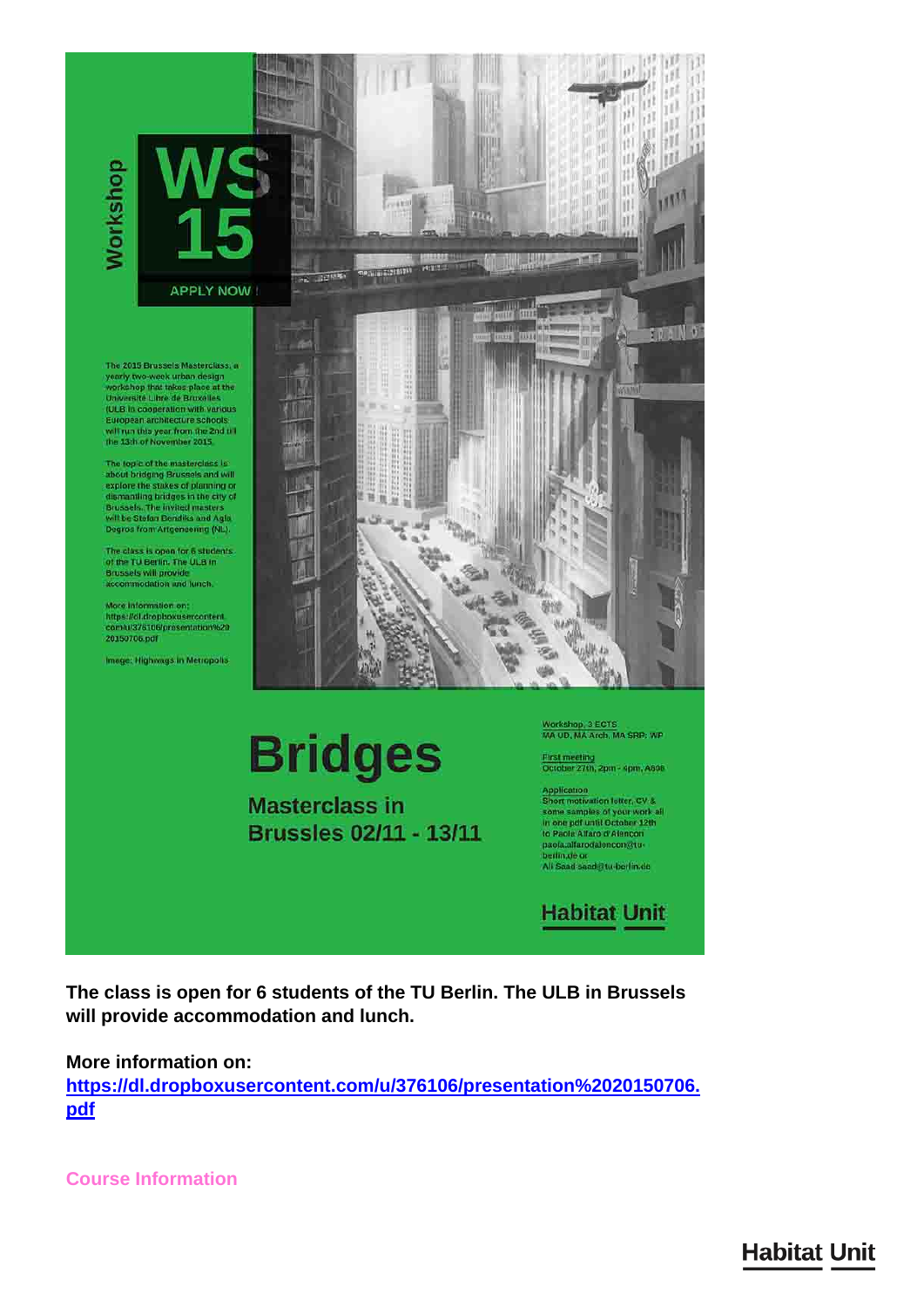Workshop

# WS 15

APPLY NOW !

The 2015 Brussels Masterclass, a yearly two-week urban design workshop that takes place at the Université Libre de Bruxelles (ULB in cooperation with various European architecture schools) will run this year from the 2nd till the 13th of November 2015.

The topic of the masterclass is about bridging Brussels and will explore the stakes of planning or dismantling bridges in the city of Brussels. The invited masters will be Stefan Bendiks and Agla Degros from Artgeneering (NL).

The class is open for 6 students of the TU Berlin. The ULB in Brussels will provide accommodation and lunch.

More information on:
https://dl.dropboxusercontent.com/u/376106/presentation%2020150706.pdf

Image: Highways in Metropolis

# Bridges

## Masterclass in Brussles 02/11 - 13/11

Workshop, 3 ECTS
MA UD, MA Arch, MA SRP: WP

First meeting
October 27th, 2pm - 4pm, A606

Application
Short motivation letter, CV & some samples of your work all in one pdf until October 12th to Paola Alfaro d'Alencon paola.alfarodalencon@tu-berlin.de or
Ali Saad saad@tu-berlin.de

Habitat Unit

**The class is open for 6 students of the TU Berlin. The ULB in Brussels will provide accommodation and lunch.**

**More information on:**
**[https://dl.dropboxusercontent.com/u/376106/presentation%2020150706.pdf](https://dl.dropboxusercontent.com/u/376106/presentation%2020150706.pdf)**

Course Information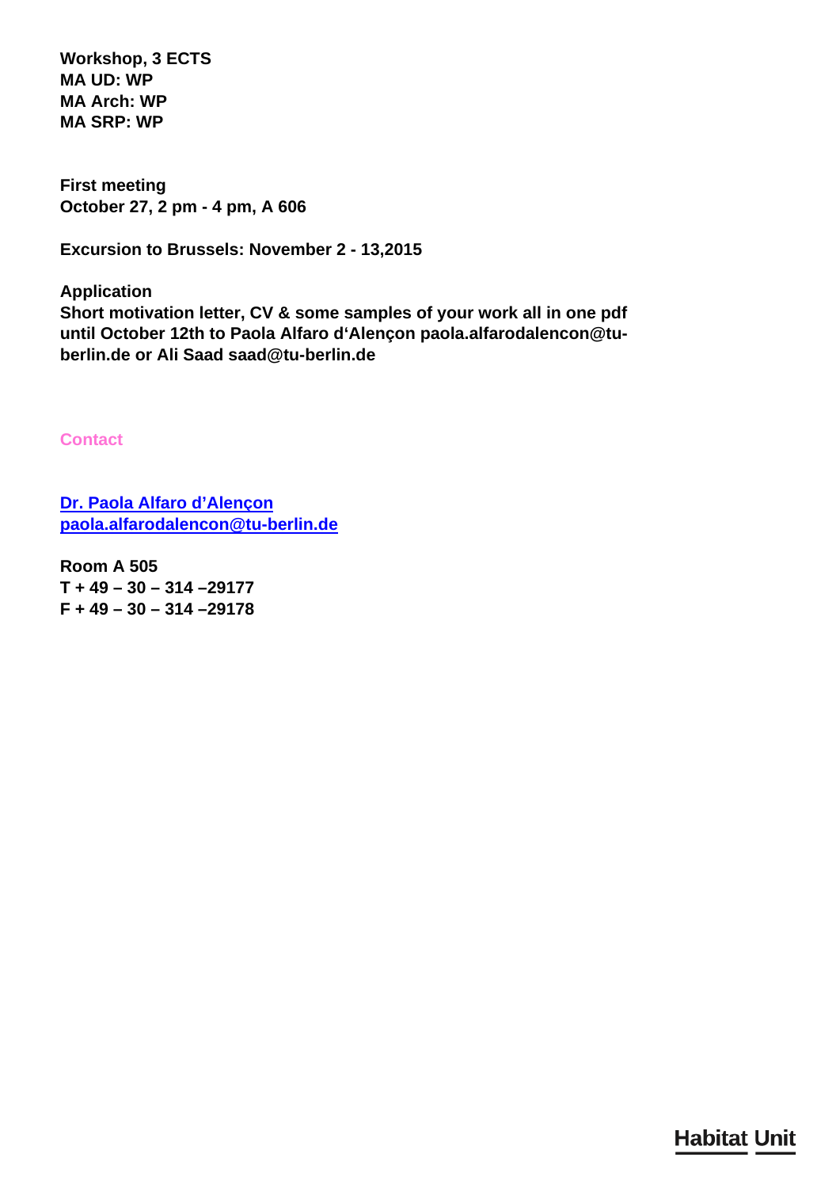**Workshop, 3 ECTS**
**MA UD: WP**
**MA Arch: WP**
**MA SRP: WP**

**First meeting**
**October 27, 2 pm - 4 pm, A 606**

**Excursion to Brussels: November 2 - 13,2015**

**Application**
**Short motivation letter, CV & some samples of your work all in one pdf until October 12th to Paola Alfaro d'Alençon paola.alfarodalencon@tu-berlin.de or Ali Saad saad@tu-berlin.de**

**Contact**

**Dr. Paola Alfaro d'Alençon**
**paola.alfarodalencon@tu-berlin.de**

**Room A 505**
**T + 49 – 30 – 314 –29177**
**F + 49 – 30 – 314 –29178**

**Habitat Unit**